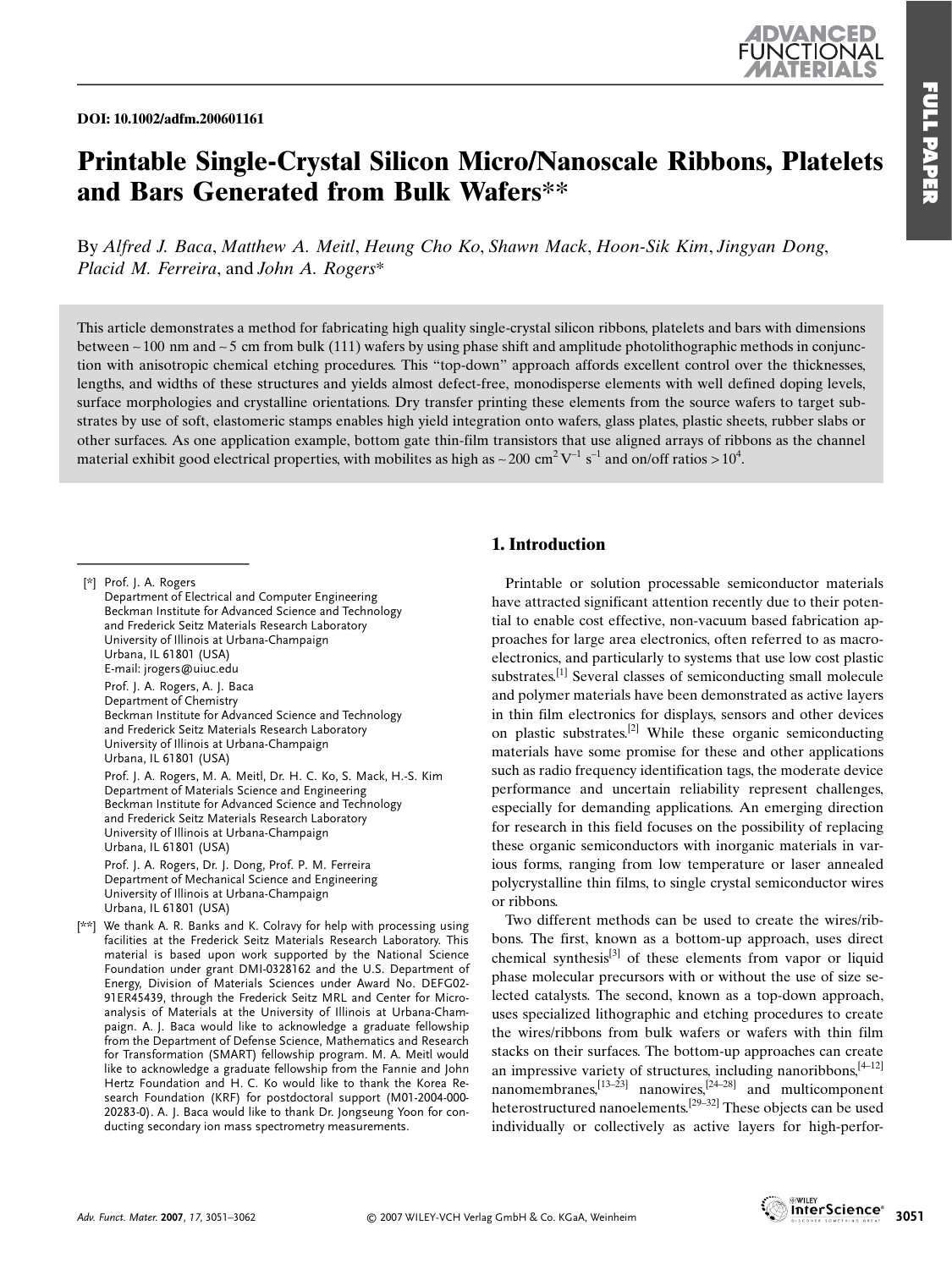DOI: 10.1002/adfm.200601161

# Printable Single-Crystal Silicon Micro/Nanoscale Ribbons, Platelets and Bars Generated from Bulk Wafers**

By *Alfred J. Baca*, *Matthew A. Meitl*, *Heung Cho Ko*, *Shawn Mack*, *Hoon-Sik Kim*, *Jingyan Dong*, *Placid M. Ferreira*, and *John A. Rogers**

This article demonstrates a method for fabricating high quality single-crystal silicon ribbons, platelets and bars with dimensions between ~100 nm and ~5 cm from bulk (111) wafers by using phase shift and amplitude photolithographic methods in conjunction with anisotropic chemical etching procedures. This "top-down" approach affords excellent control over the thicknesses, lengths, and widths of these structures and yields almost defect-free, monodisperse elements with well defined doping levels, surface morphologies and crystalline orientations. Dry transfer printing these elements from the source wafers to target substrates by use of soft, elastomeric stamps enables high yield integration onto wafers, glass plates, plastic sheets, rubber slabs or other surfaces. As one application example, bottom gate thin-film transistors that use aligned arrays of ribbons as the channel material exhibit good electrical properties, with mobilites as high as ~200 $cm^2\,V^{-1}\,s^{-1}$ and on/off ratios > $10^4$.

## 1. Introduction

Printable or solution processable semiconductor materials have attracted significant attention recently due to their potential to enable cost effective, non-vacuum based fabrication approaches for large area electronics, often referred to as macroelectronics, and particularly to systems that use low cost plastic substrates.[1] Several classes of semiconducting small molecule and polymer materials have been demonstrated as active layers in thin film electronics for displays, sensors and other devices on plastic substrates.[2] While these organic semiconducting materials have some promise for these and other applications such as radio frequency identification tags, the moderate device performance and uncertain reliability represent challenges, especially for demanding applications. An emerging direction for research in this field focuses on the possibility of replacing these organic semiconductors with inorganic materials in various forms, ranging from low temperature or laser annealed polycrystalline thin films, to single crystal semiconductor wires or ribbons.

Two different methods can be used to create the wires/ribbons. The first, known as a bottom-up approach, uses direct chemical synthesis[3] of these elements from vapor or liquid phase molecular precursors with or without the use of size selected catalysts. The second, known as a top-down approach, uses specialized lithographic and etching procedures to create the wires/ribbons from bulk wafers or wafers with thin film stacks on their surfaces. The bottom-up approaches can create an impressive variety of structures, including nanoribbons,[4–12] nanomembranes,[13–23] nanowires,[24–28] and multicomponent heterostructured nanoelements.[29–32] These objects can be used individually or collectively as active layers for high-perfor-

---

[*] Prof. J. A. Rogers
Department of Electrical and Computer Engineering
Beckman Institute for Advanced Science and Technology
and Frederick Seitz Materials Research Laboratory
University of Illinois at Urbana-Champaign
Urbana, IL 61801 (USA)
E-mail: jrogers@uiuc.edu

Prof. J. A. Rogers, A. J. Baca
Department of Chemistry
Beckman Institute for Advanced Science and Technology
and Frederick Seitz Materials Research Laboratory
University of Illinois at Urbana-Champaign
Urbana, IL 61801 (USA)

Prof. J. A. Rogers, M. A. Meitl, Dr. H. C. Ko, S. Mack, H.-S. Kim
Department of Materials Science and Engineering
Beckman Institute for Advanced Science and Technology
and Frederick Seitz Materials Research Laboratory
University of Illinois at Urbana-Champaign
Urbana, IL 61801 (USA)

Prof. J. A. Rogers, Dr. J. Dong, Prof. P. M. Ferreira
Department of Mechanical Science and Engineering
University of Illinois at Urbana-Champaign
Urbana, IL 61801 (USA)

[**] We thank A. R. Banks and K. Colravy for help with processing using facilities at the Frederick Seitz Materials Research Laboratory. This material is based upon work supported by the National Science Foundation under grant DMI-0328162 and the U.S. Department of Energy, Division of Materials Sciences under Award No. DEFG02-91ER45439, through the Frederick Seitz MRL and Center for Microanalysis of Materials at the University of Illinois at Urbana-Champaign. A. J. Baca would like to acknowledge a graduate fellowship from the Department of Defense Science, Mathematics and Research for Transformation (SMART) fellowship program. M. A. Meitl would like to acknowledge a graduate fellowship from the Fannie and John Hertz Foundation and H. C. Ko would like to thank the Korea Research Foundation (KRF) for postdoctoral support (M01-2004-000-20283-0). A. J. Baca would like to thank Dr. Jongseung Yoon for conducting secondary ion mass spectrometry measurements.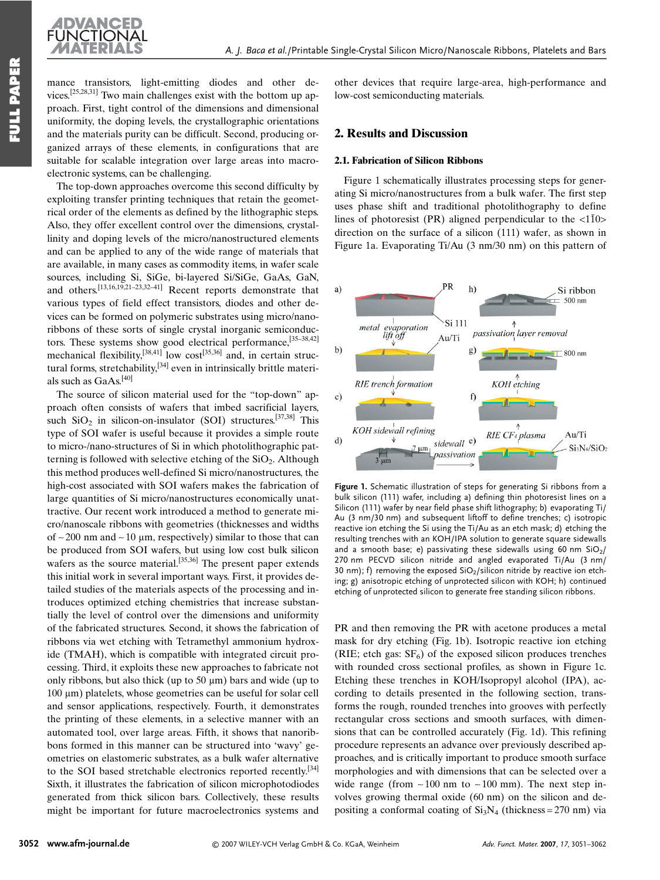mance transistors, light-emitting diodes and other devices.[25,28,31] Two main challenges exist with the bottom up approach. First, tight control of the dimensions and dimensional uniformity, the doping levels, the crystallographic orientations and the materials purity can be difficult. Second, producing organized arrays of these elements, in configurations that are suitable for scalable integration over large areas into macroelectronic systems, can be challenging.

The top-down approaches overcome this second difficulty by exploiting transfer printing techniques that retain the geometrical order of the elements as defined by the lithographic steps. Also, they offer excellent control over the dimensions, crystallinity and doping levels of the micro/nanostructured elements and can be applied to any of the wide range of materials that are available, in many cases as commodity items, in wafer scale sources, including Si, SiGe, bi-layered Si/SiGe, GaAs, GaN, and others.[13,16,19,21–23,32–41] Recent reports demonstrate that various types of field effect transistors, diodes and other devices can be formed on polymeric substrates using micro/nanoribbons of these sorts of single crystal inorganic semiconductors. These systems show good electrical performance,[35–38,42] mechanical flexibility,[38,41] low cost[35,36] and, in certain structural forms, stretchability,[34] even in intrinsically brittle materials such as GaAs.[40]

The source of silicon material used for the "top-down" approach often consists of wafers that imbed sacrificial layers, such $SiO_2$ in silicon-on-insulator (SOI) structures.[37,38] This type of SOI wafer is useful because it provides a simple route to micro-/nano-structures of Si in which photolithographic patterning is followed with selective etching of the $SiO_2$. Although this method produces well-defined Si micro/nanostructures, the high-cost associated with SOI wafers makes the fabrication of large quantities of Si micro/nanostructures economically unattractive. Our recent work introduced a method to generate micro/nanoscale ribbons with geometries (thicknesses and widths of ~200 nm and ~10 μm, respectively) similar to those that can be produced from SOI wafers, but using low cost bulk silicon wafers as the source material.[35,36] The present paper extends this initial work in several important ways. First, it provides detailed studies of the materials aspects of the processing and introduces optimized etching chemistries that increase substantially the level of control over the dimensions and uniformity of the fabricated structures. Second, it shows the fabrication of ribbons via wet etching with Tetramethyl ammonium hydroxide (TMAH), which is compatible with integrated circuit processing. Third, it exploits these new approaches to fabricate not only ribbons, but also thick (up to 50 μm) bars and wide (up to 100 μm) platelets, whose geometries can be useful for solar cell and sensor applications, respectively. Fourth, it demonstrates the printing of these elements, in a selective manner with an automated tool, over large areas. Fifth, it shows that nanoribbons formed in this manner can be structured into 'wavy' geometries on elastomeric substrates, as a bulk wafer alternative to the SOI based stretchable electronics reported recently.[34] Sixth, it illustrates the fabrication of silicon microphotodiodes generated from thick silicon bars. Collectively, these results might be important for future macroelectronics systems and other devices that require large-area, high-performance and low-cost semiconducting materials.

## 2. Results and Discussion

### 2.1. Fabrication of Silicon Ribbons

Figure 1 schematically illustrates processing steps for generating Si micro/nanostructures from a bulk wafer. The first step uses phase shift and traditional photolithography to define lines of photoresist (PR) aligned perpendicular to the <1$\bar{1}$0> direction on the surface of a silicon (111) wafer, as shown in Figure 1a. Evaporating Ti/Au (3 nm/30 nm) on this pattern of PR and then removing the PR with acetone produces a metal mask for dry etching (Fig. 1b). Isotropic reactive ion etching (RIE; etch gas: $SF_6$) of the exposed silicon produces trenches with rounded cross sectional profiles, as shown in Figure 1c. Etching these trenches in KOH/Isopropyl alcohol (IPA), according to details presented in the following section, transforms the rough, rounded trenches into grooves with perfectly rectangular cross sections and smooth surfaces, with dimensions that can be controlled accurately (Fig. 1d). This refining procedure represents an advance over previously described approaches, and is critically important to produce smooth surface morphologies and with dimensions that can be selected over a wide range (from ~100 nm to ~100 mm). The next step involves growing thermal oxide (60 nm) on the silicon and depositing a conformal coating of $Si_3N_4$ (thickness = 270 nm) via

**Figure 1.** Schematic illustration of steps for generating Si ribbons from a bulk silicon (111) wafer, including a) defining thin photoresist lines on a Silicon (111) wafer by near field phase shift lithography; b) evaporating Ti/Au (3 nm/30 nm) and subsequent liftoff to define trenches; c) isotropic reactive ion etching the Si using the Ti/Au as an etch mask; d) etching the resulting trenches with an KOH/IPA solution to generate square sidewalls and a smooth base; e) passivating these sidewalls using 60 nm $SiO_2$/270 nm PECVD silicon nitride and angled evaporated Ti/Au (3 nm/30 nm); f) removing the exposed $SiO_2$/silicon nitride by reactive ion etching; g) anisotropic etching of unprotected silicon with KOH; h) continued etching of unprotected silicon to generate free standing silicon ribbons.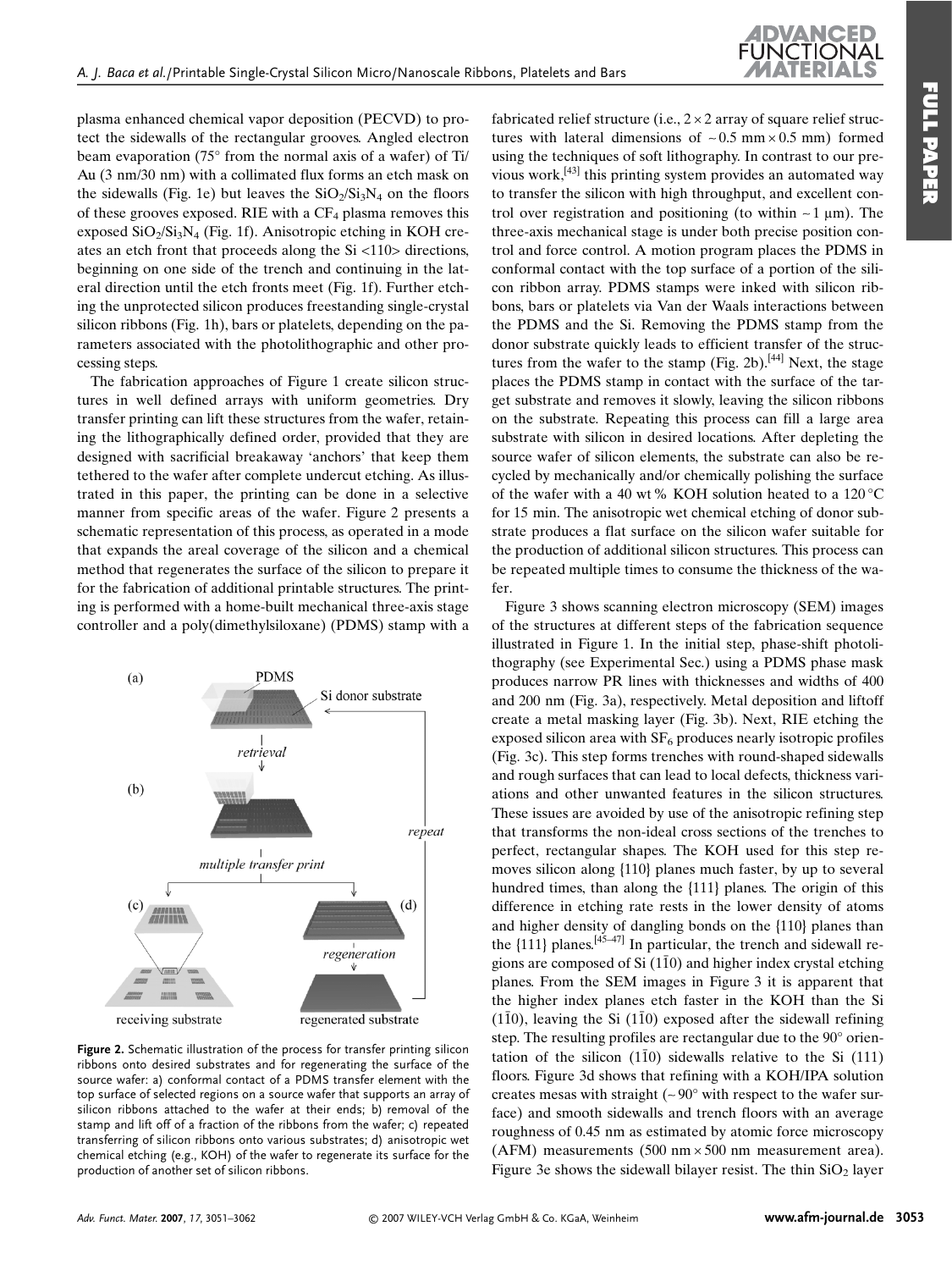plasma enhanced chemical vapor deposition (PECVD) to protect the sidewalls of the rectangular grooves. Angled electron beam evaporation (75° from the normal axis of a wafer) of Ti/Au (3 nm/30 nm) with a collimated flux forms an etch mask on the sidewalls (Fig. 1e) but leaves the $SiO_2/Si_3N_4$ on the floors of these grooves exposed. RIE with a $CF_4$ plasma removes this exposed $SiO_2/Si_3N_4$ (Fig. 1f). Anisotropic etching in KOH creates an etch front that proceeds along the Si <110> directions, beginning on one side of the trench and continuing in the lateral direction until the etch fronts meet (Fig. 1f). Further etching the unprotected silicon produces freestanding single-crystal silicon ribbons (Fig. 1h), bars or platelets, depending on the parameters associated with the photolithographic and other processing steps.

The fabrication approaches of Figure 1 create silicon structures in well defined arrays with uniform geometries. Dry transfer printing can lift these structures from the wafer, retaining the lithographically defined order, provided that they are designed with sacrificial breakaway 'anchors' that keep them tethered to the wafer after complete undercut etching. As illustrated in this paper, the printing can be done in a selective manner from specific areas of the wafer. Figure 2 presents a schematic representation of this process, as operated in a mode that expands the areal coverage of the silicon and a chemical method that regenerates the surface of the silicon to prepare it for the fabrication of additional printable structures. The printing is performed with a home-built mechanical three-axis stage controller and a poly(dimethylsiloxane) (PDMS) stamp with a fabricated relief structure (i.e., $2 \times 2$ array of square relief structures with lateral dimensions of $\sim 0.5$ mm $\times$ 0.5 mm) formed using the techniques of soft lithography. In contrast to our previous work,[43] this printing system provides an automated way to transfer the silicon with high throughput, and excellent control over registration and positioning (to within $\sim 1$ μm). The three-axis mechanical stage is under both precise position control and force control. A motion program places the PDMS in conformal contact with the top surface of a portion of the silicon ribbon array. PDMS stamps were inked with silicon ribbons, bars or platelets via Van der Waals interactions between the PDMS and the Si. Removing the PDMS stamp from the donor substrate quickly leads to efficient transfer of the structures from the wafer to the stamp (Fig. 2b).[44] Next, the stage places the PDMS stamp in contact with the surface of the target substrate and removes it slowly, leaving the silicon ribbons on the substrate. Repeating this process can fill a large area substrate with silicon in desired locations. After depleting the source wafer of silicon elements, the substrate can also be recycled by mechanically and/or chemically polishing the surface of the wafer with a 40 wt % KOH solution heated to a 120 °C for 15 min. The anisotropic wet chemical etching of donor substrate produces a flat surface on the silicon wafer suitable for the production of additional silicon structures. This process can be repeated multiple times to consume the thickness of the wafer.

Figure 2. Schematic illustration of the process for transfer printing silicon ribbons onto desired substrates and for regenerating the surface of the source wafer: a) conformal contact of a PDMS transfer element with the top surface of selected regions on a source wafer that supports an array of silicon ribbons attached to the wafer at their ends; b) removal of the stamp and lift off of a fraction of the ribbons from the wafer; c) repeated transferring of silicon ribbons onto various substrates; d) anisotropic wet chemical etching (e.g., KOH) of the wafer to regenerate its surface for the production of another set of silicon ribbons.

Figure 3 shows scanning electron microscopy (SEM) images of the structures at different steps of the fabrication sequence illustrated in Figure 1. In the initial step, phase-shift photolithography (see Experimental Sec.) using a PDMS phase mask produces narrow PR lines with thicknesses and widths of 400 and 200 nm (Fig. 3a), respectively. Metal deposition and liftoff create a metal masking layer (Fig. 3b). Next, RIE etching the exposed silicon area with $SF_6$ produces nearly isotropic profiles (Fig. 3c). This step forms trenches with round-shaped sidewalls and rough surfaces that can lead to local defects, thickness variations and other unwanted features in the silicon structures. These issues are avoided by use of the anisotropic refining step that transforms the non-ideal cross sections of the trenches to perfect, rectangular shapes. The KOH used for this step removes silicon along {110} planes much faster, by up to several hundred times, than along the {111} planes. The origin of this difference in etching rate rests in the lower density of atoms and higher density of dangling bonds on the {110} planes than the {111} planes.[45–47] In particular, the trench and sidewall regions are composed of Si $(1\bar{1}0)$ and higher index crystal etching planes. From the SEM images in Figure 3 it is apparent that the higher index planes etch faster in the KOH than the Si $(1\bar{1}0)$, leaving the Si $(1\bar{1}0)$ exposed after the sidewall refining step. The resulting profiles are rectangular due to the 90° orientation of the silicon $(1\bar{1}0)$ sidewalls relative to the Si (111) floors. Figure 3d shows that refining with a KOH/IPA solution creates mesas with straight ($\sim 90°$ with respect to the wafer surface) and smooth sidewalls and trench floors with an average roughness of 0.45 nm as estimated by atomic force microscopy (AFM) measurements (500 nm $\times$ 500 nm measurement area). Figure 3e shows the sidewall bilayer resist. The thin $SiO_2$ layer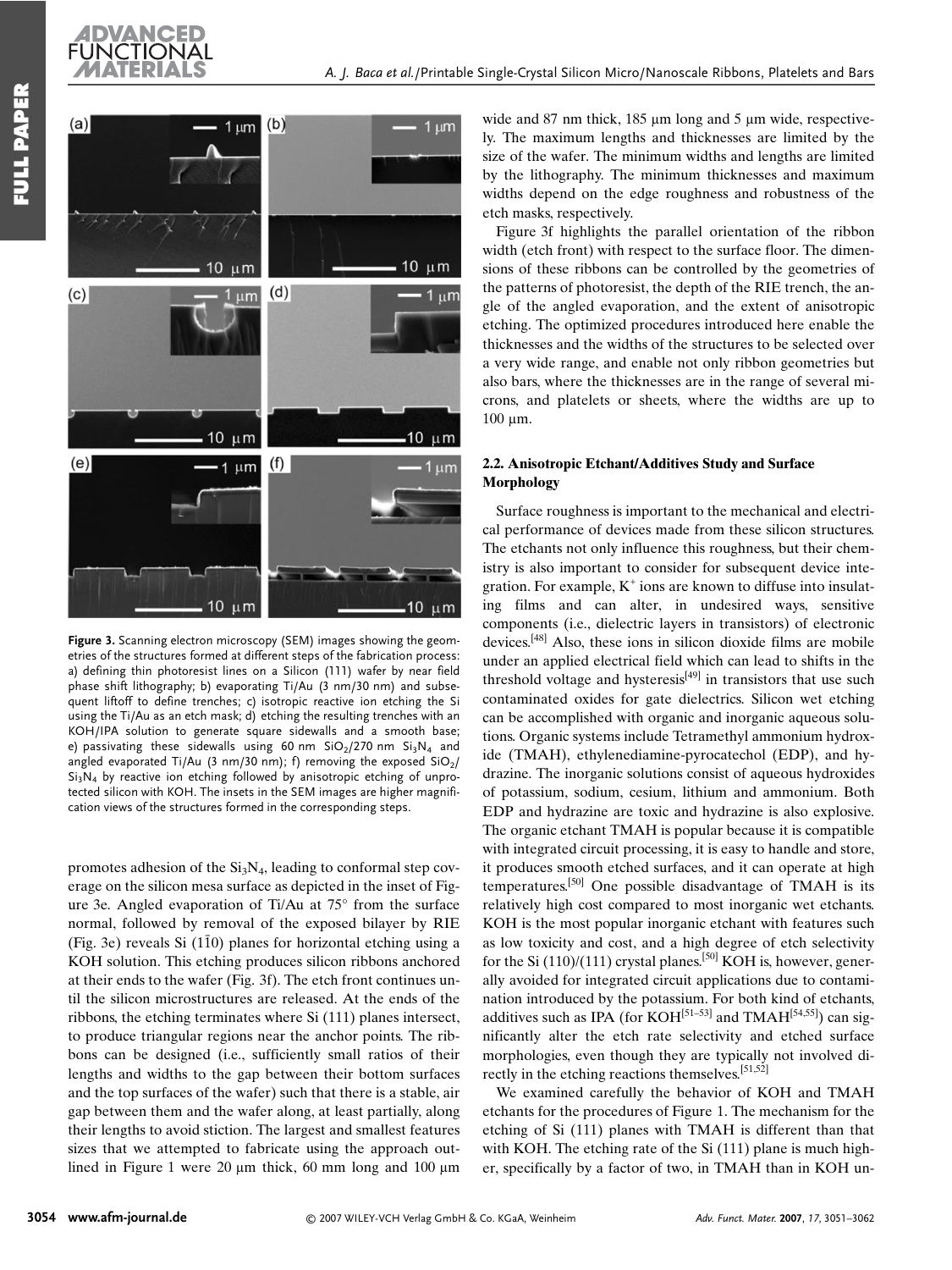Figure 3. Scanning electron microscopy (SEM) images showing the geometries of the structures formed at different steps of the fabrication process: a) defining thin photoresist lines on a Silicon (111) wafer by near field phase shift lithography; b) evaporating Ti/Au (3 nm/30 nm) and subsequent liftoff to define trenches; c) isotropic reactive ion etching the Si using the Ti/Au as an etch mask; d) etching the resulting trenches with an KOH/IPA solution to generate square sidewalls and a smooth base; e) passivating these sidewalls using 60 nm $SiO_2$/270 nm $Si_3N_4$ and angled evaporated Ti/Au (3 nm/30 nm); f) removing the exposed $SiO_2$/$Si_3N_4$ by reactive ion etching followed by anisotropic etching of unprotected silicon with KOH. The insets in the SEM images are higher magnification views of the structures formed in the corresponding steps.

promotes adhesion of the $Si_3N_4$, leading to conformal step coverage on the silicon mesa surface as depicted in the inset of Figure 3e. Angled evaporation of Ti/Au at 75° from the surface normal, followed by removal of the exposed bilayer by RIE (Fig. 3e) reveals Si ($1\bar{1}0$) planes for horizontal etching using a KOH solution. This etching produces silicon ribbons anchored at their ends to the wafer (Fig. 3f). The etch front continues until the silicon microstructures are released. At the ends of the ribbons, the etching terminates where Si (111) planes intersect, to produce triangular regions near the anchor points. The ribbons can be designed (i.e., sufficiently small ratios of their lengths and widths to the gap between their bottom surfaces and the top surfaces of the wafer) such that there is a stable, air gap between them and the wafer along, at least partially, along their lengths to avoid stiction. The largest and smallest features sizes that we attempted to fabricate using the approach outlined in Figure 1 were 20 μm thick, 60 mm long and 100 μm wide and 87 nm thick, 185 μm long and 5 μm wide, respectively. The maximum lengths and thicknesses are limited by the size of the wafer. The minimum widths and lengths are limited by the lithography. The minimum thicknesses and maximum widths depend on the edge roughness and robustness of the etch masks, respectively.

Figure 3f highlights the parallel orientation of the ribbon width (etch front) with respect to the surface floor. The dimensions of these ribbons can be controlled by the geometries of the patterns of photoresist, the depth of the RIE trench, the angle of the angled evaporation, and the extent of anisotropic etching. The optimized procedures introduced here enable the thicknesses and the widths of the structures to be selected over a very wide range, and enable not only ribbon geometries but also bars, where the thicknesses are in the range of several microns, and platelets or sheets, where the widths are up to 100 μm.

### 2.2. Anisotropic Etchant/Additives Study and Surface Morphology

Surface roughness is important to the mechanical and electrical performance of devices made from these silicon structures. The etchants not only influence this roughness, but their chemistry is also important to consider for subsequent device integration. For example, $K^+$ ions are known to diffuse into insulating films and can alter, in undesired ways, sensitive components (i.e., dielectric layers in transistors) of electronic devices.[48] Also, these ions in silicon dioxide films are mobile under an applied electrical field which can lead to shifts in the threshold voltage and hysteresis[49] in transistors that use such contaminated oxides for gate dielectrics. Silicon wet etching can be accomplished with organic and inorganic aqueous solutions. Organic systems include Tetramethyl ammonium hydroxide (TMAH), ethylenediamine-pyrocatechol (EDP), and hydrazine. The inorganic solutions consist of aqueous hydroxides of potassium, sodium, cesium, lithium and ammonium. Both EDP and hydrazine are toxic and hydrazine is also explosive. The organic etchant TMAH is popular because it is compatible with integrated circuit processing, it is easy to handle and store, it produces smooth etched surfaces, and it can operate at high temperatures.[50] One possible disadvantage of TMAH is its relatively high cost compared to most inorganic wet etchants. KOH is the most popular inorganic etchant with features such as low toxicity and cost, and a high degree of etch selectivity for the Si (110)/(111) crystal planes.[50] KOH is, however, generally avoided for integrated circuit applications due to contamination introduced by the potassium. For both kind of etchants, additives such as IPA (for KOH[51–53] and TMAH[54,55]) can significantly alter the etch rate selectivity and etched surface morphologies, even though they are typically not involved directly in the etching reactions themselves.[51,52]

We examined carefully the behavior of KOH and TMAH etchants for the procedures of Figure 1. The mechanism for the etching of Si (111) planes with TMAH is different than that with KOH. The etching rate of the Si (111) plane is much higher, specifically by a factor of two, in TMAH than in KOH un-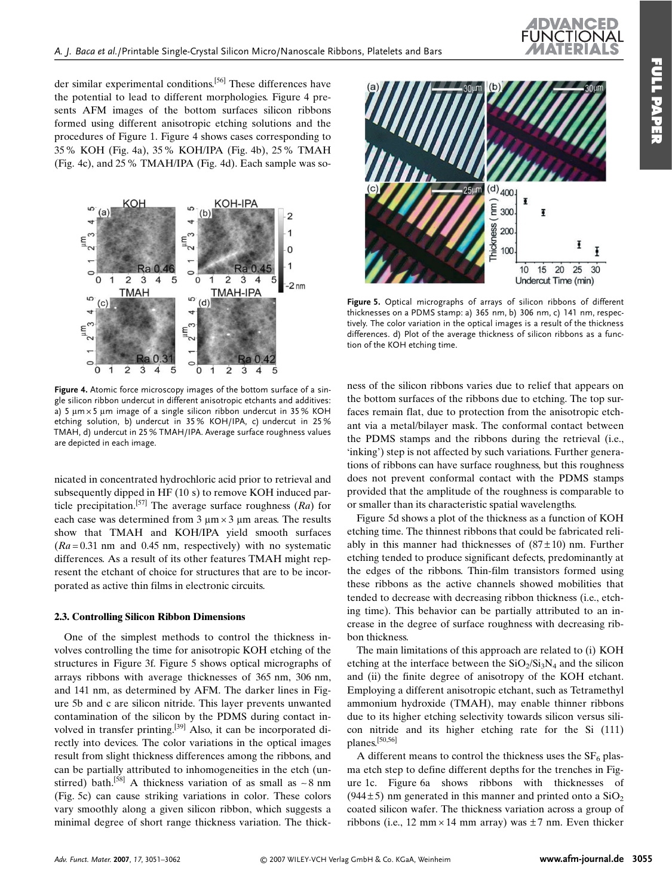der similar experimental conditions.[56] These differences have the potential to lead to different morphologies. Figure 4 presents AFM images of the bottom surfaces silicon ribbons formed using different anisotropic etching solutions and the procedures of Figure 1. Figure 4 shows cases corresponding to 35 % KOH (Fig. 4a), 35 % KOH/IPA (Fig. 4b), 25 % TMAH (Fig. 4c), and 25 % TMAH/IPA (Fig. 4d). Each sample was sonicated in concentrated hydrochloric acid prior to retrieval and subsequently dipped in HF (10 s) to remove KOH induced particle precipitation.[57] The average surface roughness (*Ra*) for each case was determined from 3 μm × 3 μm areas. The results show that TMAH and KOH/IPA yield smooth surfaces ($Ra$ = 0.31 nm and 0.45 nm, respectively) with no systematic differences. As a result of its other features TMAH might represent the etchant of choice for structures that are to be incorporated as active thin films in electronic circuits.

**Figure 4.** Atomic force microscopy images of the bottom surface of a single silicon ribbon undercut in different anisotropic etchants and additives: a) 5 μm × 5 μm image of a single silicon ribbon undercut in 35 % KOH etching solution, b) undercut in 35 % KOH/IPA, c) undercut in 25 % TMAH, d) undercut in 25 % TMAH/IPA. Average surface roughness values are depicted in each image.

### 2.3. Controlling Silicon Ribbon Dimensions

One of the simplest methods to control the thickness involves controlling the time for anisotropic KOH etching of the structures in Figure 3f. Figure 5 shows optical micrographs of arrays ribbons with average thicknesses of 365 nm, 306 nm, and 141 nm, as determined by AFM. The darker lines in Figure 5b and c are silicon nitride. This layer prevents unwanted contamination of the silicon by the PDMS during contact involved in transfer printing.[39] Also, it can be incorporated directly into devices. The color variations in the optical images result from slight thickness differences among the ribbons, and can be partially attributed to inhomogeneities in the etch (unstirred) bath.[58] A thickness variation of as small as ~8 nm (Fig. 5c) can cause striking variations in color. These colors vary smoothly along a given silicon ribbon, which suggests a minimal degree of short range thickness variation. The thickness of the silicon ribbons varies due to relief that appears on the bottom surfaces of the ribbons due to etching. The top surfaces remain flat, due to protection from the anisotropic etchant via a metal/bilayer mask. The conformal contact between the PDMS stamps and the ribbons during the retrieval (i.e., 'inking') step is not affected by such variations. Further generations of ribbons can have surface roughness, but this roughness does not prevent conformal contact with the PDMS stamps provided that the amplitude of the roughness is comparable to or smaller than its characteristic spatial wavelengths.

**Figure 5.** Optical micrographs of arrays of silicon ribbons of different thicknesses on a PDMS stamp: a) 365 nm, b) 306 nm, c) 141 nm, respectively. The color variation in the optical images is a result of the thickness differences. d) Plot of the average thickness of silicon ribbons as a function of the KOH etching time.

Figure 5d shows a plot of the thickness as a function of KOH etching time. The thinnest ribbons that could be fabricated reliably in this manner had thicknesses of (87 ± 10) nm. Further etching tended to produce significant defects, predominantly at the edges of the ribbons. Thin-film transistors formed using these ribbons as the active channels showed mobilities that tended to decrease with decreasing ribbon thickness (i.e., etching time). This behavior can be partially attributed to an increase in the degree of surface roughness with decreasing ribbon thickness.

The main limitations of this approach are related to (i) KOH etching at the interface between the $SiO_2/Si_3N_4$ and the silicon and (ii) the finite degree of anisotropy of the KOH etchant. Employing a different anisotropic etchant, such as Tetramethyl ammonium hydroxide (TMAH), may enable thinner ribbons due to its higher etching selectivity towards silicon versus silicon nitride and its higher etching rate for the Si (111) planes.[50,56]

A different means to control the thickness uses the $SF_6$ plasma etch step to define different depths for the trenches in Figure 1c. Figure 6a shows ribbons with thicknesses of (944 ± 5) nm generated in this manner and printed onto a $SiO_2$ coated silicon wafer. The thickness variation across a group of ribbons (i.e., 12 mm × 14 mm array) was ±7 nm. Even thicker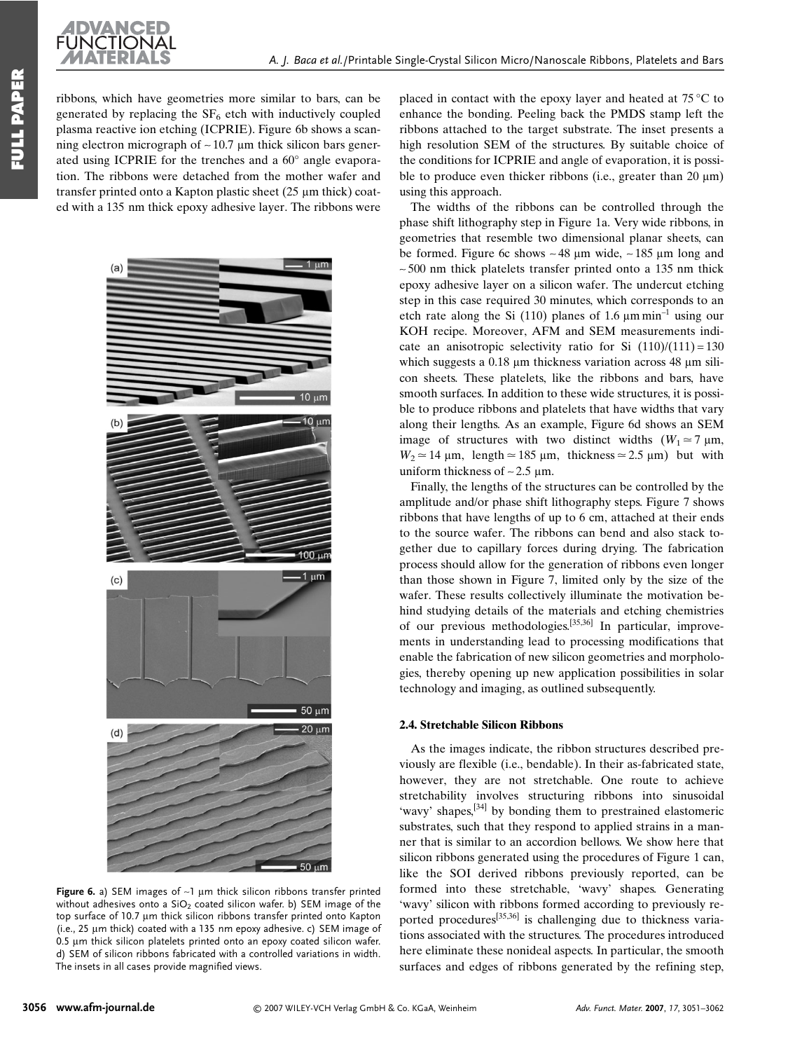ribbons, which have geometries more similar to bars, can be generated by replacing the $SF_6$ etch with inductively coupled plasma reactive ion etching (ICPRIE). Figure 6b shows a scanning electron micrograph of ~10.7 μm thick silicon bars generated using ICPRIE for the trenches and a 60° angle evaporation. The ribbons were detached from the mother wafer and transfer printed onto a Kapton plastic sheet (25 μm thick) coated with a 135 nm thick epoxy adhesive layer. The ribbons were placed in contact with the epoxy layer and heated at 75 °C to enhance the bonding. Peeling back the PMDS stamp left the ribbons attached to the target substrate. The inset presents a high resolution SEM of the structures. By suitable choice of the conditions for ICPRIE and angle of evaporation, it is possible to produce even thicker ribbons (i.e., greater than 20 μm) using this approach.

The widths of the ribbons can be controlled through the phase shift lithography step in Figure 1a. Very wide ribbons, in geometries that resemble two dimensional planar sheets, can be formed. Figure 6c shows ~48 μm wide, ~185 μm long and ~500 nm thick platelets transfer printed onto a 135 nm thick epoxy adhesive layer on a silicon wafer. The undercut etching step in this case required 30 minutes, which corresponds to an etch rate along the Si (110) planes of 1.6 μm min$^{-1}$ using our KOH recipe. Moreover, AFM and SEM measurements indicate an anisotropic selectivity ratio for Si (110)/(111) = 130 which suggests a 0.18 μm thickness variation across 48 μm silicon sheets. These platelets, like the ribbons and bars, have smooth surfaces. In addition to these wide structures, it is possible to produce ribbons and platelets that have widths that vary along their lengths. As an example, Figure 6d shows an SEM image of structures with two distinct widths ($W_1 \simeq 7$ μm, $W_2 \simeq 14$ μm, length $\simeq 185$ μm, thickness $\simeq 2.5$ μm) but with uniform thickness of ~2.5 μm.

Finally, the lengths of the structures can be controlled by the amplitude and/or phase shift lithography steps. Figure 7 shows ribbons that have lengths of up to 6 cm, attached at their ends to the source wafer. The ribbons can bend and also stack together due to capillary forces during drying. The fabrication process should allow for the generation of ribbons even longer than those shown in Figure 7, limited only by the size of the wafer. These results collectively illuminate the motivation behind studying details of the materials and etching chemistries of our previous methodologies.[35,36] In particular, improvements in understanding lead to processing modifications that enable the fabrication of new silicon geometries and morphologies, thereby opening up new application possibilities in solar technology and imaging, as outlined subsequently.

**Figure 6.** a) SEM images of ~1 μm thick silicon ribbons transfer printed without adhesives onto a $SiO_2$ coated silicon wafer. b) SEM image of the top surface of 10.7 μm thick silicon ribbons transfer printed onto Kapton (i.e., 25 μm thick) coated with a 135 nm epoxy adhesive. c) SEM image of 0.5 μm thick silicon platelets printed onto an epoxy coated silicon wafer. d) SEM of silicon ribbons fabricated with a controlled variations in width. The insets in all cases provide magnified views.

### 2.4. Stretchable Silicon Ribbons

As the images indicate, the ribbon structures described previously are flexible (i.e., bendable). In their as-fabricated state, however, they are not stretchable. One route to achieve stretchability involves structuring ribbons into sinusoidal 'wavy' shapes,[34] by bonding them to prestrained elastomeric substrates, such that they respond to applied strains in a manner that is similar to an accordion bellows. We show here that silicon ribbons generated using the procedures of Figure 1 can, like the SOI derived ribbons previously reported, can be formed into these stretchable, 'wavy' shapes. Generating 'wavy' silicon with ribbons formed according to previously reported procedures[35,36] is challenging due to thickness variations associated with the structures. The procedures introduced here eliminate these nonideal aspects. In particular, the smooth surfaces and edges of ribbons generated by the refining step,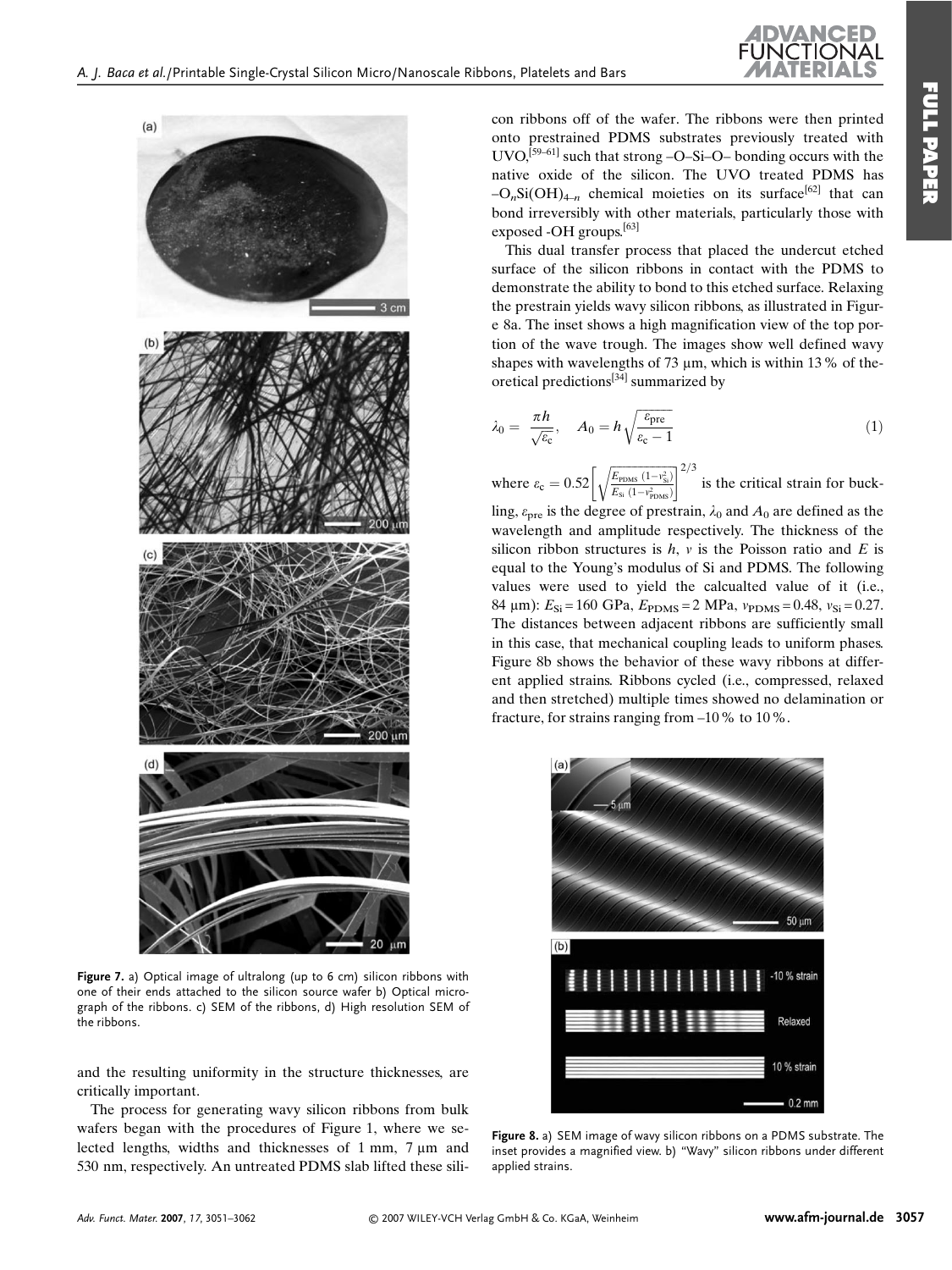Figure 7. a) Optical image of ultralong (up to 6 cm) silicon ribbons with one of their ends attached to the silicon source wafer b) Optical micrograph of the ribbons. c) SEM of the ribbons, d) High resolution SEM of the ribbons.

and the resulting uniformity in the structure thicknesses, are critically important.

The process for generating wavy silicon ribbons from bulk wafers began with the procedures of Figure 1, where we selected lengths, widths and thicknesses of 1 mm, 7 µm and 530 nm, respectively. An untreated PDMS slab lifted these silicon ribbons off of the wafer. The ribbons were then printed onto prestrained PDMS substrates previously treated with UVO,[59–61] such that strong –O–Si–O– bonding occurs with the native oxide of the silicon. The UVO treated PDMS has $-O_nSi(OH)_{4-n}$ chemical moieties on its surface[62] that can bond irreversibly with other materials, particularly those with exposed -OH groups.[63]

This dual transfer process that placed the undercut etched surface of the silicon ribbons in contact with the PDMS to demonstrate the ability to bond to this etched surface. Relaxing the prestrain yields wavy silicon ribbons, as illustrated in Figure 8a. The inset shows a high magnification view of the top portion of the wave trough. The images show well defined wavy shapes with wavelengths of 73 µm, which is within 13 % of theoretical predictions[34] summarized by

$$\lambda_0 = \frac{\pi h}{\sqrt{\varepsilon_c}}, \quad A_0 = h\sqrt{\frac{\varepsilon_{pre}}{\varepsilon_c - 1}} \tag{1}$$

where $\varepsilon_c = 0.52\left[\sqrt{\frac{E_{PDMS}\,(1-v_{Si}^2)}{E_{Si}\,(1-v_{PDMS}^2)}}\right]^{2/3}$ is the critical strain for buckling, $\varepsilon_{pre}$ is the degree of prestrain, $\lambda_0$ and $A_0$ are defined as the wavelength and amplitude respectively. The thickness of the silicon ribbon structures is $h$, $v$ is the Poisson ratio and $E$ is equal to the Young's modulus of Si and PDMS. The following values were used to yield the calcualted value of it (i.e., 84 µm): $E_{Si} = 160$ GPa, $E_{PDMS} = 2$ MPa, $v_{PDMS} = 0.48$, $v_{Si} = 0.27$. The distances between adjacent ribbons are sufficiently small in this case, that mechanical coupling leads to uniform phases. Figure 8b shows the behavior of these wavy ribbons at different applied strains. Ribbons cycled (i.e., compressed, relaxed and then stretched) multiple times showed no delamination or fracture, for strains ranging from –10 % to 10 %.

Figure 8. a) SEM image of wavy silicon ribbons on a PDMS substrate. The inset provides a magnified view. b) "Wavy" silicon ribbons under different applied strains.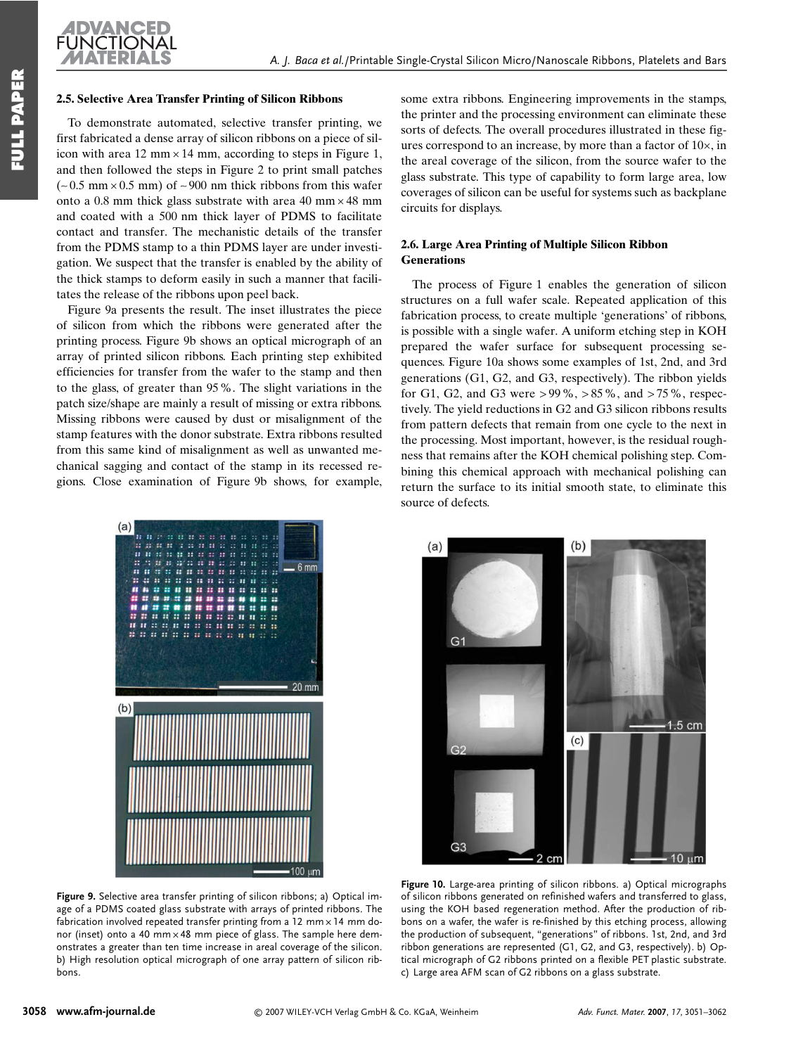### 2.5. Selective Area Transfer Printing of Silicon Ribbons

To demonstrate automated, selective transfer printing, we first fabricated a dense array of silicon ribbons on a piece of silicon with area 12 mm × 14 mm, according to steps in Figure 1, and then followed the steps in Figure 2 to print small patches (~0.5 mm × 0.5 mm) of ~900 nm thick ribbons from this wafer onto a 0.8 mm thick glass substrate with area 40 mm × 48 mm and coated with a 500 nm thick layer of PDMS to facilitate contact and transfer. The mechanistic details of the transfer from the PDMS stamp to a thin PDMS layer are under investigation. We suspect that the transfer is enabled by the ability of the thick stamps to deform easily in such a manner that facilitates the release of the ribbons upon peel back.

Figure 9a presents the result. The inset illustrates the piece of silicon from which the ribbons were generated after the printing process. Figure 9b shows an optical micrograph of an array of printed silicon ribbons. Each printing step exhibited efficiencies for transfer from the wafer to the stamp and then to the glass, of greater than 95 %. The slight variations in the patch size/shape are mainly a result of missing or extra ribbons. Missing ribbons were caused by dust or misalignment of the stamp features with the donor substrate. Extra ribbons resulted from this same kind of misalignment as well as unwanted mechanical sagging and contact of the stamp in its recessed regions. Close examination of Figure 9b shows, for example, some extra ribbons. Engineering improvements in the stamps, the printer and the processing environment can eliminate these sorts of defects. The overall procedures illustrated in these figures correspond to an increase, by more than a factor of 10×, in the areal coverage of the silicon, from the source wafer to the glass substrate. This type of capability to form large area, low coverages of silicon can be useful for systems such as backplane circuits for displays.

### 2.6. Large Area Printing of Multiple Silicon Ribbon Generations

The process of Figure 1 enables the generation of silicon structures on a full wafer scale. Repeated application of this fabrication process, to create multiple 'generations' of ribbons, is possible with a single wafer. A uniform etching step in KOH prepared the wafer surface for subsequent processing sequences. Figure 10a shows some examples of 1st, 2nd, and 3rd generations (G1, G2, and G3, respectively). The ribbon yields for G1, G2, and G3 were > 99 %, > 85 %, and > 75 %, respectively. The yield reductions in G2 and G3 silicon ribbons results from pattern defects that remain from one cycle to the next in the processing. Most important, however, is the residual roughness that remains after the KOH chemical polishing step. Combining this chemical approach with mechanical polishing can return the surface to its initial smooth state, to eliminate this source of defects.

**Figure 9.** Selective area transfer printing of silicon ribbons; a) Optical image of a PDMS coated glass substrate with arrays of printed ribbons. The fabrication involved repeated transfer printing from a 12 mm × 14 mm donor (inset) onto a 40 mm × 48 mm piece of glass. The sample here demonstrates a greater than ten time increase in areal coverage of the silicon. b) High resolution optical micrograph of one array pattern of silicon ribbons.

**Figure 10.** Large-area printing of silicon ribbons. a) Optical micrographs of silicon ribbons generated on refinished wafers and transferred to glass, using the KOH based regeneration method. After the production of ribbons on a wafer, the wafer is re-finished by this etching process, allowing the production of subsequent, "generations" of ribbons. 1st, 2nd, and 3rd ribbon generations are represented (G1, G2, and G3, respectively). b) Optical micrograph of G2 ribbons printed on a flexible PET plastic substrate. c) Large area AFM scan of G2 ribbons on a glass substrate.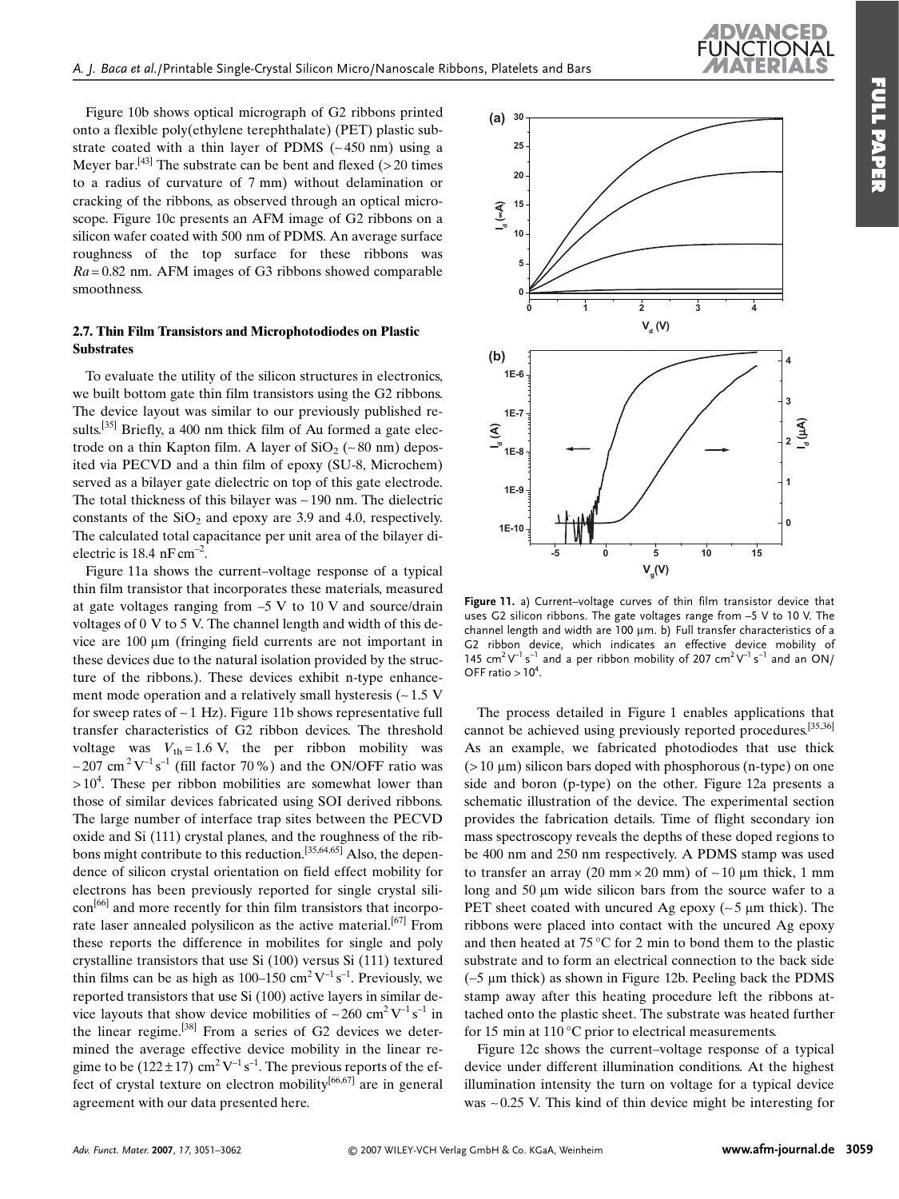Figure 10b shows optical micrograph of G2 ribbons printed onto a flexible poly(ethylene terephthalate) (PET) plastic substrate coated with a thin layer of PDMS (~450 nm) using a Meyer bar.[43] The substrate can be bent and flexed (>20 times to a radius of curvature of 7 mm) without delamination or cracking of the ribbons, as observed through an optical microscope. Figure 10c presents an AFM image of G2 ribbons on a silicon wafer coated with 500 nm of PDMS. An average surface roughness of the top surface for these ribbons was $Ra = 0.82$ nm. AFM images of G3 ribbons showed comparable smoothness.

### 2.7. Thin Film Transistors and Microphotodiodes on Plastic Substrates

To evaluate the utility of the silicon structures in electronics, we built bottom gate thin film transistors using the G2 ribbons. The device layout was similar to our previously published results.[35] Briefly, a 400 nm thick film of Au formed a gate electrode on a thin Kapton film. A layer of $SiO_2$ (~80 nm) deposited via PECVD and a thin film of epoxy (SU-8, Microchem) served as a bilayer gate dielectric on top of this gate electrode. The total thickness of this bilayer was ~190 nm. The dielectric constants of the $SiO_2$ and epoxy are 3.9 and 4.0, respectively. The calculated total capacitance per unit area of the bilayer dielectric is 18.4 nF cm$^{-2}$.

Figure 11a shows the current–voltage response of a typical thin film transistor that incorporates these materials, measured at gate voltages ranging from –5 V to 10 V and source/drain voltages of 0 V to 5 V. The channel length and width of this device are 100 µm (fringing field currents are not important in these devices due to the natural isolation provided by the structure of the ribbons.). These devices exhibit n-type enhancement mode operation and a relatively small hysteresis (~1.5 V for sweep rates of ~1 Hz). Figure 11b shows representative full transfer characteristics of G2 ribbon devices. The threshold voltage was $V_{th} = 1.6$ V, the per ribbon mobility was ~207 cm$^2$ V$^{-1}$ s$^{-1}$ (fill factor 70 %) and the ON/OFF ratio was $>10^4$. These per ribbon mobilities are somewhat lower than those of similar devices fabricated using SOI derived ribbons. The large number of interface trap sites between the PECVD oxide and Si (111) crystal planes, and the roughness of the ribbons might contribute to this reduction.[35,64,65] Also, the dependence of silicon crystal orientation on field effect mobility for electrons has been previously reported for single crystal silicon[66] and more recently for thin film transistors that incorporate laser annealed polysilicon as the active material.[67] From these reports the difference in mobilites for single and poly crystalline transistors that use Si (100) versus Si (111) textured thin films can be as high as 100–150 cm$^2$ V$^{-1}$ s$^{-1}$. Previously, we reported transistors that use Si (100) active layers in similar device layouts that show device mobilities of ~260 cm$^2$ V$^{-1}$ s$^{-1}$ in the linear regime.[38] From a series of G2 devices we determined the average effective device mobility in the linear regime to be (122 ± 17) cm$^2$ V$^{-1}$ s$^{-1}$. The previous reports of the effect of crystal texture on electron mobility[66,67] are in general agreement with our data presented here.

**Figure 11.** a) Current–voltage curves of thin film transistor device that uses G2 silicon ribbons. The gate voltages range from –5 V to 10 V. The channel length and width are 100 µm. b) Full transfer characteristics of a G2 ribbon device, which indicates an effective device mobility of 145 cm$^2$ V$^{-1}$ s$^{-1}$ and a per ribbon mobility of 207 cm$^2$ V$^{-1}$ s$^{-1}$ and an ON/OFF ratio $>10^4$.

The process detailed in Figure 1 enables applications that cannot be achieved using previously reported procedures.[35,36] As an example, we fabricated photodiodes that use thick (>10 µm) silicon bars doped with phosphorous (n-type) on one side and boron (p-type) on the other. Figure 12a presents a schematic illustration of the device. The experimental section provides the fabrication details. Time of flight secondary ion mass spectroscopy reveals the depths of these doped regions to be 400 nm and 250 nm respectively. A PDMS stamp was used to transfer an array (20 mm × 20 mm) of ~10 µm thick, 1 mm long and 50 µm wide silicon bars from the source wafer to a PET sheet coated with uncured Ag epoxy (~5 µm thick). The ribbons were placed into contact with the uncured Ag epoxy and then heated at 75 °C for 2 min to bond them to the plastic substrate and to form an electrical connection to the back side (~5 µm thick) as shown in Figure 12b. Peeling back the PDMS stamp away after this heating procedure left the ribbons attached onto the plastic sheet. The substrate was heated further for 15 min at 110 °C prior to electrical measurements.

Figure 12c shows the current–voltage response of a typical device under different illumination conditions. At the highest illumination intensity the turn on voltage for a typical device was ~0.25 V. This kind of thin device might be interesting for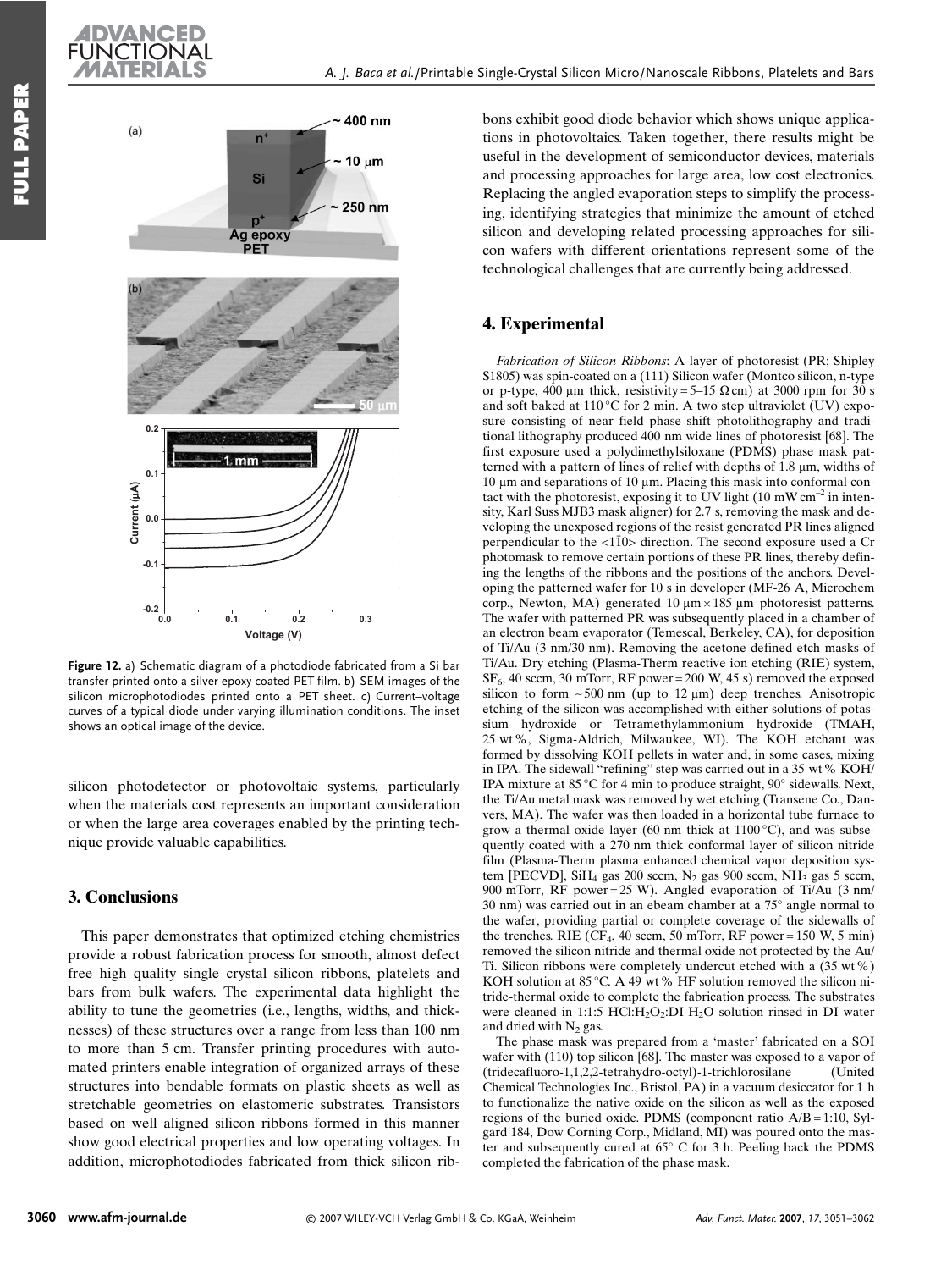Figure 12. a) Schematic diagram of a photodiode fabricated from a Si bar transfer printed onto a silver epoxy coated PET film. b) SEM images of the silicon microphotodiodes printed onto a PET sheet. c) Current–voltage curves of a typical diode under varying illumination conditions. The inset shows an optical image of the device.

silicon photodetector or photovoltaic systems, particularly when the materials cost represents an important consideration or when the large area coverages enabled by the printing technique provide valuable capabilities.

## 3. Conclusions

This paper demonstrates that optimized etching chemistries provide a robust fabrication process for smooth, almost defect free high quality single crystal silicon ribbons, platelets and bars from bulk wafers. The experimental data highlight the ability to tune the geometries (i.e., lengths, widths, and thicknesses) of these structures over a range from less than 100 nm to more than 5 cm. Transfer printing procedures with automated printers enable integration of organized arrays of these structures into bendable formats on plastic sheets as well as stretchable geometries on elastomeric substrates. Transistors based on well aligned silicon ribbons formed in this manner show good electrical properties and low operating voltages. In addition, microphotodiodes fabricated from thick silicon ribbons exhibit good diode behavior which shows unique applications in photovoltaics. Taken together, there results might be useful in the development of semiconductor devices, materials and processing approaches for large area, low cost electronics. Replacing the angled evaporation steps to simplify the processing, identifying strategies that minimize the amount of etched silicon and developing related processing approaches for silicon wafers with different orientations represent some of the technological challenges that are currently being addressed.

## 4. Experimental

*Fabrication of Silicon Ribbons*: A layer of photoresist (PR; Shipley S1805) was spin-coated on a (111) Silicon wafer (Montco silicon, n-type or p-type, 400 μm thick, resistivity = 5–15 Ω cm) at 3000 rpm for 30 s and soft baked at 110 °C for 2 min. A two step ultraviolet (UV) exposure consisting of near field phase shift photolithography and traditional lithography produced 400 nm wide lines of photoresist [68]. The first exposure used a polydimethylsiloxane (PDMS) phase mask patterned with a pattern of lines of relief with depths of 1.8 μm, widths of 10 μm and separations of 10 μm. Placing this mask into conformal contact with the photoresist, exposing it to UV light (10 mW $cm^{-2}$ in intensity, Karl Suss MJB3 mask aligner) for 2.7 s, removing the mask and developing the unexposed regions of the resist generated PR lines aligned perpendicular to the $<1\bar{1}0>$ direction. The second exposure used a Cr photomask to remove certain portions of these PR lines, thereby defining the lengths of the ribbons and the positions of the anchors. Developing the patterned wafer for 10 s in developer (MF-26 A, Microchem corp., Newton, MA) generated 10 μm × 185 μm photoresist patterns. The wafer with patterned PR was subsequently placed in a chamber of an electron beam evaporator (Temescal, Berkeley, CA), for deposition of Ti/Au (3 nm/30 nm). Removing the acetone defined etch masks of Ti/Au. Dry etching (Plasma-Therm reactive ion etching (RIE) system, $SF_6$, 40 sccm, 30 mTorr, RF power = 200 W, 45 s) removed the exposed silicon to form ~500 nm (up to 12 μm) deep trenches. Anisotropic etching of the silicon was accomplished with either solutions of potassium hydroxide or Tetramethylammonium hydroxide (TMAH, 25 wt %, Sigma-Aldrich, Milwaukee, WI). The KOH etchant was formed by dissolving KOH pellets in water and, in some cases, mixing in IPA. The sidewall "refining" step was carried out in a 35 wt % KOH/IPA mixture at 85 °C for 4 min to produce straight, 90° sidewalls. Next, the Ti/Au metal mask was removed by wet etching (Transene Co., Danvers, MA). The wafer was then loaded in a horizontal tube furnace to grow a thermal oxide layer (60 nm thick at 1100 °C), and was subsequently coated with a 270 nm thick conformal layer of silicon nitride film (Plasma-Therm plasma enhanced chemical vapor deposition system [PECVD], $SiH_4$ gas 200 sccm, $N_2$ gas 900 sccm, $NH_3$ gas 5 sccm, 900 mTorr, RF power = 25 W). Angled evaporation of Ti/Au (3 nm/30 nm) was carried out in an ebeam chamber at a 75° angle normal to the wafer, providing partial or complete coverage of the sidewalls of the trenches. RIE ($CF_4$, 40 sccm, 50 mTorr, RF power = 150 W, 5 min) removed the silicon nitride and thermal oxide not protected by the Au/Ti. Silicon ribbons were completely undercut etched with a (35 wt %) KOH solution at 85 °C. A 49 wt % HF solution removed the silicon nitride-thermal oxide to complete the fabrication process. The substrates were cleaned in 1:1:5 $HCl:H_2O_2:DI\text{-}H_2O$ solution rinsed in DI water and dried with $N_2$ gas.

The phase mask was prepared from a 'master' fabricated on a SOI wafer with (110) top silicon [68]. The master was exposed to a vapor of (tridecafluoro-1,1,2,2-tetrahydro-octyl)-1-trichlorosilane (United Chemical Technologies Inc., Bristol, PA) in a vacuum desiccator for 1 h to functionalize the native oxide on the silicon as well as the exposed regions of the buried oxide. PDMS (component ratio A/B = 1:10, Sylgard 184, Dow Corning Corp., Midland, MI) was poured onto the master and subsequently cured at 65° C for 3 h. Peeling back the PDMS completed the fabrication of the phase mask.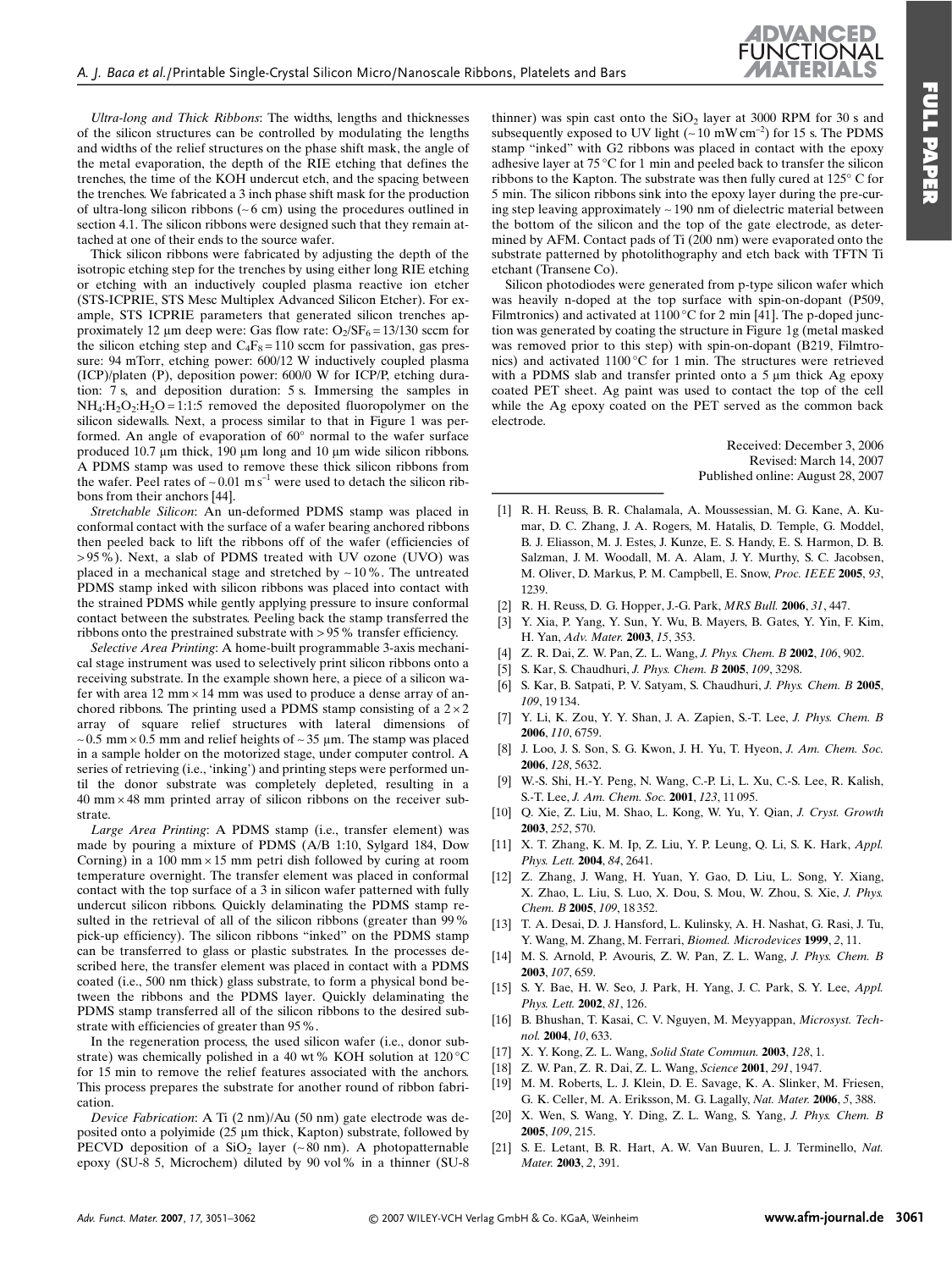*Ultra-long and Thick Ribbons*: The widths, lengths and thicknesses of the silicon structures can be controlled by modulating the lengths and widths of the relief structures on the phase shift mask, the angle of the metal evaporation, the depth of the RIE etching that defines the trenches, the time of the KOH undercut etch, and the spacing between the trenches. We fabricated a 3 inch phase shift mask for the production of ultra-long silicon ribbons (~6 cm) using the procedures outlined in section 4.1. The silicon ribbons were designed such that they remain attached at one of their ends to the source wafer.

Thick silicon ribbons were fabricated by adjusting the depth of the isotropic etching step for the trenches by using either long RIE etching or etching with an inductively coupled plasma reactive ion etcher (STS-ICPRIE, STS Mesc Multiplex Advanced Silicon Etcher). For example, STS ICPRIE parameters that generated silicon trenches approximately 12 µm deep were: Gas flow rate: $O_2/SF_6 = 13/130$ sccm for the silicon etching step and $C_4F_8 = 110$ sccm for passivation, gas pressure: 94 mTorr, etching power: 600/12 W inductively coupled plasma (ICP)/platen (P), deposition power: 600/0 W for ICP/P, etching duration: 7 s, and deposition duration: 5 s. Immersing the samples in $NH_4$:$H_2O_2$:$H_2O$ = 1:1:5 removed the deposited fluoropolymer on the silicon sidewalls. Next, a process similar to that in Figure 1 was performed. An angle of evaporation of 60° normal to the wafer surface produced 10.7 µm thick, 190 µm long and 10 µm wide silicon ribbons. A PDMS stamp was used to remove these thick silicon ribbons from the wafer. Peel rates of ~0.01 m s$^{-1}$ were used to detach the silicon ribbons from their anchors [44].

*Stretchable Silicon*: An un-deformed PDMS stamp was placed in conformal contact with the surface of a wafer bearing anchored ribbons then peeled back to lift the ribbons off of the wafer (efficiencies of >95 %). Next, a slab of PDMS treated with UV ozone (UVO) was placed in a mechanical stage and stretched by ~10 %. The untreated PDMS stamp inked with silicon ribbons was placed into contact with the strained PDMS while gently applying pressure to insure conformal contact between the substrates. Peeling back the stamp transferred the ribbons onto the prestrained substrate with >95 % transfer efficiency.

*Selective Area Printing*: A home-built programmable 3-axis mechanical stage instrument was used to selectively print silicon ribbons onto a receiving substrate. In the example shown here, a piece of a silicon wafer with area 12 mm × 14 mm was used to produce a dense array of anchored ribbons. The printing used a PDMS stamp consisting of a 2 × 2 array of square relief structures with lateral dimensions of ~0.5 mm × 0.5 mm and relief heights of ~35 µm. The stamp was placed in a sample holder on the motorized stage, under computer control. A series of retrieving (i.e., 'inking') and printing steps were performed until the donor substrate was completely depleted, resulting in a 40 mm × 48 mm printed array of silicon ribbons on the receiver substrate.

*Large Area Printing*: A PDMS stamp (i.e., transfer element) was made by pouring a mixture of PDMS (A/B 1:10, Sylgard 184, Dow Corning) in a 100 mm × 15 mm petri dish followed by curing at room temperature overnight. The transfer element was placed in conformal contact with the top surface of a 3 in silicon wafer patterned with fully undercut silicon ribbons. Quickly delaminating the PDMS stamp resulted in the retrieval of all of the silicon ribbons (greater than 99 % pick-up efficiency). The silicon ribbons "inked" on the PDMS stamp can be transferred to glass or plastic substrates. In the processes described here, the transfer element was placed in contact with a PDMS coated (i.e., 500 nm thick) glass substrate, to form a physical bond between the ribbons and the PDMS layer. Quickly delaminating the PDMS stamp transferred all of the silicon ribbons to the desired substrate with efficiencies of greater than 95 %.

In the regeneration process, the used silicon wafer (i.e., donor substrate) was chemically polished in a 40 wt % KOH solution at 120 °C for 15 min to remove the relief features associated with the anchors. This process prepares the substrate for another round of ribbon fabrication.

*Device Fabrication*: A Ti (2 nm)/Au (50 nm) gate electrode was deposited onto a polyimide (25 µm thick, Kapton) substrate, followed by PECVD deposition of a $SiO_2$ layer (~80 nm). A photopatternable epoxy (SU-8 5, Microchem) diluted by 90 vol % in a thinner (SU-8 thinner) was spin cast onto the $SiO_2$ layer at 3000 RPM for 30 s and subsequently exposed to UV light (~10 mW cm$^{-2}$) for 15 s. The PDMS stamp "inked" with G2 ribbons was placed in contact with the epoxy adhesive layer at 75 °C for 1 min and peeled back to transfer the silicon ribbons to the Kapton. The substrate was then fully cured at 125° C for 5 min. The silicon ribbons sink into the epoxy layer during the pre-curing step leaving approximately ~190 nm of dielectric material between the bottom of the silicon and the top of the gate electrode, as determined by AFM. Contact pads of Ti (200 nm) were evaporated onto the substrate patterned by photolithography and etch back with TFTN Ti etchant (Transene Co).

Silicon photodiodes were generated from p-type silicon wafer which was heavily n-doped at the top surface with spin-on-dopant (P509, Filmtronics) and activated at 1100 °C for 2 min [41]. The p-doped junction was generated by coating the structure in Figure 1g (metal masked was removed prior to this step) with spin-on-dopant (B219, Filmtronics) and activated 1100 °C for 1 min. The structures were retrieved with a PDMS slab and transfer printed onto a 5 µm thick Ag epoxy coated PET sheet. Ag paint was used to contact the top of the cell while the Ag epoxy coated on the PET served as the common back electrode.

Received: December 3, 2006
Revised: March 14, 2007
Published online: August 28, 2007

---

- [1] R. H. Reuss, B. R. Chalamala, A. Moussessian, M. G. Kane, A. Kumar, D. C. Zhang, J. A. Rogers, M. Hatalis, D. Temple, G. Moddel, B. J. Eliasson, M. J. Estes, J. Kunze, E. S. Handy, E. S. Harmon, D. B. Salzman, J. M. Woodall, M. A. Alam, J. Y. Murthy, S. C. Jacobsen, M. Oliver, D. Markus, P. M. Campbell, E. Snow, *Proc. IEEE* **2005**, *93*, 1239.
- [2] R. H. Reuss, D. G. Hopper, J.-G. Park, *MRS Bull.* **2006**, *31*, 447.
- [3] Y. Xia, P. Yang, Y. Sun, Y. Wu, B. Mayers, B. Gates, Y. Yin, F. Kim, H. Yan, *Adv. Mater.* **2003**, *15*, 353.
- [4] Z. R. Dai, Z. W. Pan, Z. L. Wang, *J. Phys. Chem. B* **2002**, *106*, 902.
- [5] S. Kar, S. Chaudhuri, *J. Phys. Chem. B* **2005**, *109*, 3298.
- [6] S. Kar, B. Satpati, P. V. Satyam, S. Chaudhuri, *J. Phys. Chem. B* **2005**, *109*, 19 134.
- [7] Y. Li, K. Zou, Y. Y. Shan, J. A. Zapien, S.-T. Lee, *J. Phys. Chem. B* **2006**, *110*, 6759.
- [8] J. Loo, J. S. Son, S. G. Kwon, J. H. Yu, T. Hyeon, *J. Am. Chem. Soc.* **2006**, *128*, 5632.
- [9] W.-S. Shi, H.-Y. Peng, N. Wang, C.-P. Li, L. Xu, C.-S. Lee, R. Kalish, S.-T. Lee, *J. Am. Chem. Soc.* **2001**, *123*, 11 095.
- [10] Q. Xie, Z. Liu, M. Shao, L. Kong, W. Yu, Y. Qian, *J. Cryst. Growth* **2003**, *252*, 570.
- [11] X. T. Zhang, K. M. Ip, Z. Liu, Y. P. Leung, Q. Li, S. K. Hark, *Appl. Phys. Lett.* **2004**, *84*, 2641.
- [12] Z. Zhang, J. Wang, H. Yuan, Y. Gao, D. Liu, L. Song, Y. Xiang, X. Zhao, L. Liu, S. Luo, X. Dou, S. Mou, W. Zhou, S. Xie, *J. Phys. Chem. B* **2005**, *109*, 18 352.
- [13] T. A. Desai, D. J. Hansford, L. Kulinsky, A. H. Nashat, G. Rasi, J. Tu, Y. Wang, M. Zhang, M. Ferrari, *Biomed. Microdevices* **1999**, *2*, 11.
- [14] M. S. Arnold, P. Avouris, Z. W. Pan, Z. L. Wang, *J. Phys. Chem. B* **2003**, *107*, 659.
- [15] S. Y. Bae, H. W. Seo, J. Park, H. Yang, J. C. Park, S. Y. Lee, *Appl. Phys. Lett.* **2002**, *81*, 126.
- [16] B. Bhushan, T. Kasai, C. V. Nguyen, M. Meyyappan, *Microsyst. Technol.* **2004**, *10*, 633.
- [17] X. Y. Kong, Z. L. Wang, *Solid State Commun.* **2003**, *128*, 1.
- [18] Z. W. Pan, Z. R. Dai, Z. L. Wang, *Science* **2001**, *291*, 1947.
- [19] M. M. Roberts, L. J. Klein, D. E. Savage, K. A. Slinker, M. Friesen, G. K. Celler, M. A. Eriksson, M. G. Lagally, *Nat. Mater.* **2006**, *5*, 388.
- [20] X. Wen, S. Wang, Y. Ding, Z. L. Wang, S. Yang, *J. Phys. Chem. B* **2005**, *109*, 215.
- [21] S. E. Letant, B. R. Hart, A. W. Van Buuren, L. J. Terminello, *Nat. Mater.* **2003**, *2*, 391.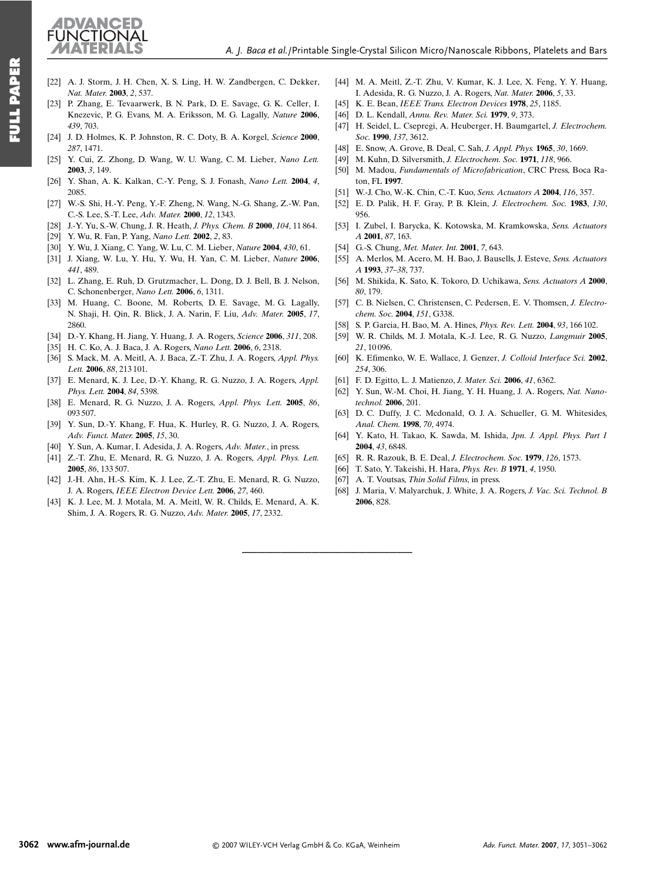[22] A. J. Storm, J. H. Chen, X. S. Ling, H. W. Zandbergen, C. Dekker, *Nat. Mater.* **2003**, *2*, 537.

[23] P. Zhang, E. Tevaarwerk, B. N. Park, D. E. Savage, G. K. Celler, I. Knezevic, P. G. Evans, M. A. Eriksson, M. G. Lagally, *Nature* **2006**, *439*, 703.

[24] J. D. Holmes, K. P. Johnston, R. C. Doty, B. A. Korgel, *Science* **2000**, *287*, 1471.

[25] Y. Cui, Z. Zhong, D. Wang, W. U. Wang, C. M. Lieber, *Nano Lett.* **2003**, *3*, 149.

[26] Y. Shan, A. K. Kalkan, C.-Y. Peng, S. J. Fonash, *Nano Lett.* **2004**, *4*, 2085.

[27] W.-S. Shi, H.-Y. Peng, Y.-F. Zheng, N. Wang, N.-G. Shang, Z.-W. Pan, C.-S. Lee, S.-T. Lee, *Adv. Mater.* **2000**, *12*, 1343.

[28] J.-Y. Yu, S.-W. Chung, J. R. Heath, *J. Phys. Chem. B* **2000**, *104*, 11 864.

[29] Y. Wu, R. Fan, P. Yang, *Nano Lett.* **2002**, *2*, 83.

[30] Y. Wu, J. Xiang, C. Yang, W. Lu, C. M. Lieber, *Nature* **2004**, *430*, 61.

[31] J. Xiang, W. Lu, Y. Hu, Y. Wu, H. Yan, C. M. Lieber, *Nature* **2006**, *441*, 489.

[32] L. Zhang, E. Ruh, D. Grutzmacher, L. Dong, D. J. Bell, B. J. Nelson, C. Schonenberger, *Nano Lett.* **2006**, *6*, 1311.

[33] M. Huang, C. Boone, M. Roberts, D. E. Savage, M. G. Lagally, N. Shaji, H. Qin, R. Blick, J. A. Narin, F. Liu, *Adv. Mater.* **2005**, *17*, 2860.

[34] D.-Y. Khang, H. Jiang, Y. Huang, J. A. Rogers, *Science* **2006**, *311*, 208.

[35] H. C. Ko, A. J. Baca, J. Rogers, *Nano Lett.* **2006**, *6*, 2318.

[36] S. Mack, M. A. Meitl, A. J. Baca, Z.-T. Zhu, J. A. Rogers, *Appl. Phys. Lett.* **2006**, *88*, 213 101.

[37] E. Menard, K. J. Lee, D.-Y. Khang, R. G. Nuzzo, J. A. Rogers, *Appl. Phys. Lett.* **2004**, *84*, 5398.

[38] E. Menard, R. G. Nuzzo, J. A. Rogers, *Appl. Phys. Lett.* **2005**, *86*, 093 507.

[39] Y. Sun, D.-Y. Khang, F. Hua, K. Hurley, R. G. Nuzzo, J. A. Rogers, *Adv. Funct. Mater.* **2005**, *15*, 30.

[40] Y. Sun, A. Kumar, I. Adesida, J. A. Rogers, *Adv. Mater.*, in press.

[41] Z.-T. Zhu, E. Menard, R. G. Nuzzo, J. A. Rogers, *Appl. Phys. Lett.* **2005**, *86*, 133 507.

[42] J.-H. Ahn, H.-S. Kim, K. J. Lee, Z.-T. Zhu, E. Menard, R. G. Nuzzo, J. A. Rogers, *IEEE Electron Device Lett.* **2006**, *27*, 460.

[43] K. J. Lee, M. J. Motala, M. A. Meitl, W. R. Childs, E. Menard, A. K. Shim, J. A. Rogers, R. G. Nuzzo, *Adv. Mater.* **2005**, *17*, 2332.

[44] M. A. Meitl, Z.-T. Zhu, V. Kumar, K. J. Lee, X. Feng, Y. Y. Huang, I. Adesida, R. G. Nuzzo, J. A. Rogers, *Nat. Mater.* **2006**, *5*, 33.

[45] K. E. Bean, *IEEE Trans. Electron Devices* **1978**, *25*, 1185.

[46] D. L. Kendall, *Annu. Rev. Mater. Sci.* **1979**, *9*, 373.

[47] H. Seidel, L. Csepregi, A. Heuberger, H. Baumgartel, *J. Electrochem. Soc.* **1990**, *137*, 3612.

[48] E. Snow, A. Grove, B. Deal, C. Sah, *J. Appl. Phys.* **1965**, *30*, 1669.

[49] M. Kuhn, D. Silversmith, *J. Electrochem. Soc.* **1971**, *118*, 966.

[50] M. Madou, *Fundamentals of Microfabrication*, CRC Press, Boca Raton, FL **1997**.

[51] W.-J. Cho, W.-K. Chin, C.-T. Kuo, *Sens. Actuators A* **2004**, *116*, 357.

[52] E. D. Palik, H. F. Gray, P. B. Klein, *J. Electrochem. Soc.* **1983**, *130*, 956.

[53] I. Zubel, I. Barycka, K. Kotowska, M. Kramkowska, *Sens. Actuators A* **2001**, *87*, 163.

[54] G.-S. Chung, *Met. Mater. Int.* **2001**, *7*, 643.

[55] A. Merlos, M. Acero, M. H. Bao, J. Bausells, J. Esteve, *Sens. Actuators A* **1993**, *37–38*, 737.

[56] M. Shikida, K. Sato, K. Tokoro, D. Uchikawa, *Sens. Actuators A* **2000**, *80*, 179.

[57] C. B. Nielsen, C. Christensen, C. Pedersen, E. V. Thomsen, *J. Electrochem. Soc.* **2004**, *151*, G338.

[58] S. P. Garcia, H. Bao, M. A. Hines, *Phys. Rev. Lett.* **2004**, *93*, 166 102.

[59] W. R. Childs, M. J. Motala, K.-J. Lee, R. G. Nuzzo, *Langmuir* **2005**, *21*, 10 096.

[60] K. Efimenko, W. E. Wallace, J. Genzer, *J. Colloid Interface Sci.* **2002**, *254*, 306.

[61] F. D. Egitto, L. J. Matienzo, *J. Mater. Sci.* **2006**, *41*, 6362.

[62] Y. Sun, W.-M. Choi, H. Jiang, Y. H. Huang, J. A. Rogers, *Nat. Nanotechnol.* **2006**, 201.

[63] D. C. Duffy, J. C. Mcdonald, O. J. A. Schueller, G. M. Whitesides, *Anal. Chem.* **1998**, *70*, 4974.

[64] Y. Kato, H. Takao, K. Sawda, M. Ishida, *Jpn. J. Appl. Phys. Part 1* **2004**, *43*, 6848.

[65] R. R. Razouk, B. E. Deal, *J. Electrochem. Soc.* **1979**, *126*, 1573.

[66] T. Sato, Y. Takeishi, H. Hara, *Phys. Rev. B* **1971**, *4*, 1950.

[67] A. T. Voutsas, *Thin Solid Films*, in press.

[68] J. Maria, V. Malyarchuk, J. White, J. A. Rogers, *J. Vac. Sci. Technol. B* **2006**, 828.